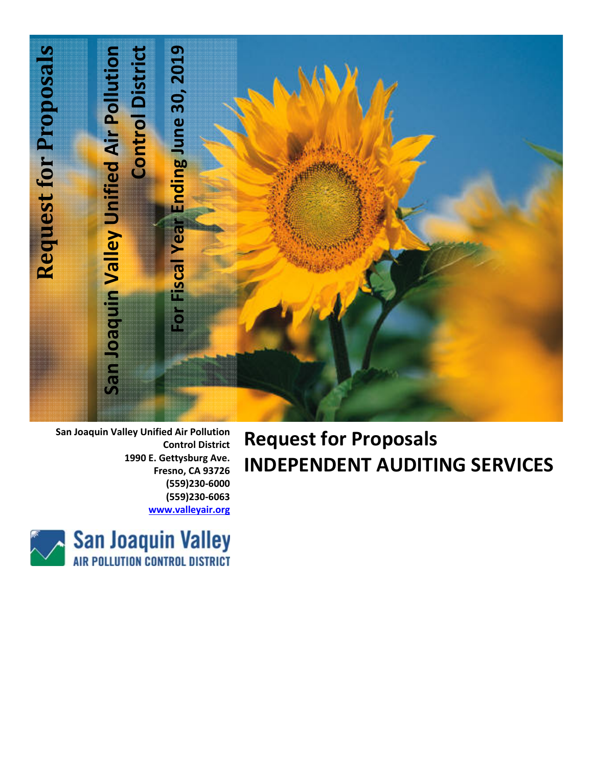# Request for Proposals

## San Joaquin Valley Unified Air Pollution Control District

## For Fiscal Year Ending June 30, 2019

**San Joaquin Valley Unified Air Pollution Control District**
**1990 E. Gettysburg Ave.**
**Fresno, CA 93726**
**(559)230-6000**
**(559)230-6063**
**www.valleyair.org**

San Joaquin Valley
AIR POLLUTION CONTROL DISTRICT

# Request for Proposals
# INDEPENDENT AUDITING SERVICES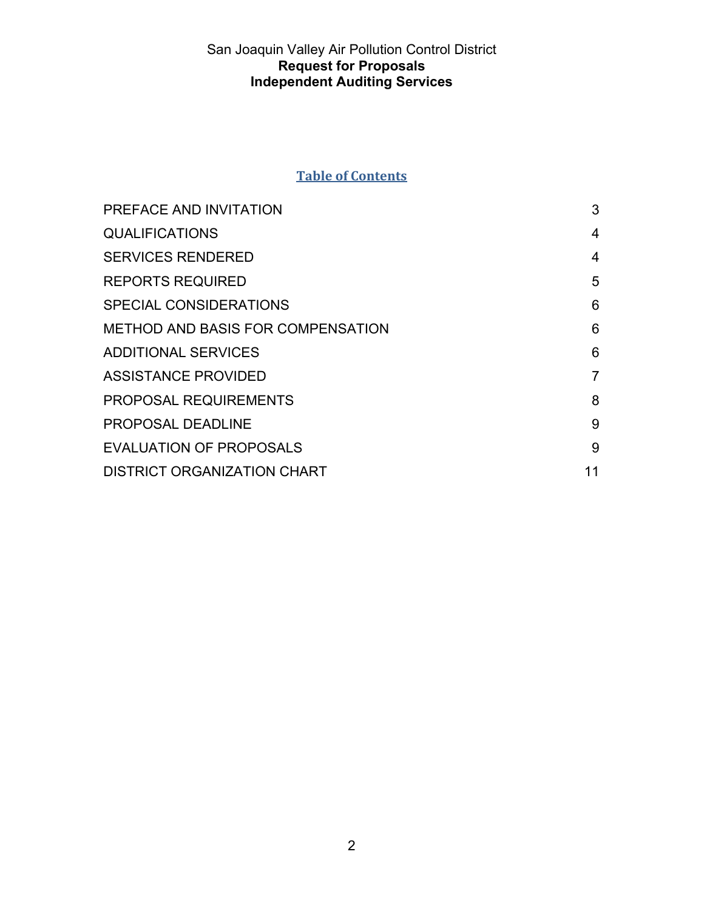San Joaquin Valley Air Pollution Control District
**Request for Proposals**
**Independent Auditing Services**

## Table of Contents

| | |
|---|---|
| PREFACE AND INVITATION | 3 |
| QUALIFICATIONS | 4 |
| SERVICES RENDERED | 4 |
| REPORTS REQUIRED | 5 |
| SPECIAL CONSIDERATIONS | 6 |
| METHOD AND BASIS FOR COMPENSATION | 6 |
| ADDITIONAL SERVICES | 6 |
| ASSISTANCE PROVIDED | 7 |
| PROPOSAL REQUIREMENTS | 8 |
| PROPOSAL DEADLINE | 9 |
| EVALUATION OF PROPOSALS | 9 |
| DISTRICT ORGANIZATION CHART | 11 |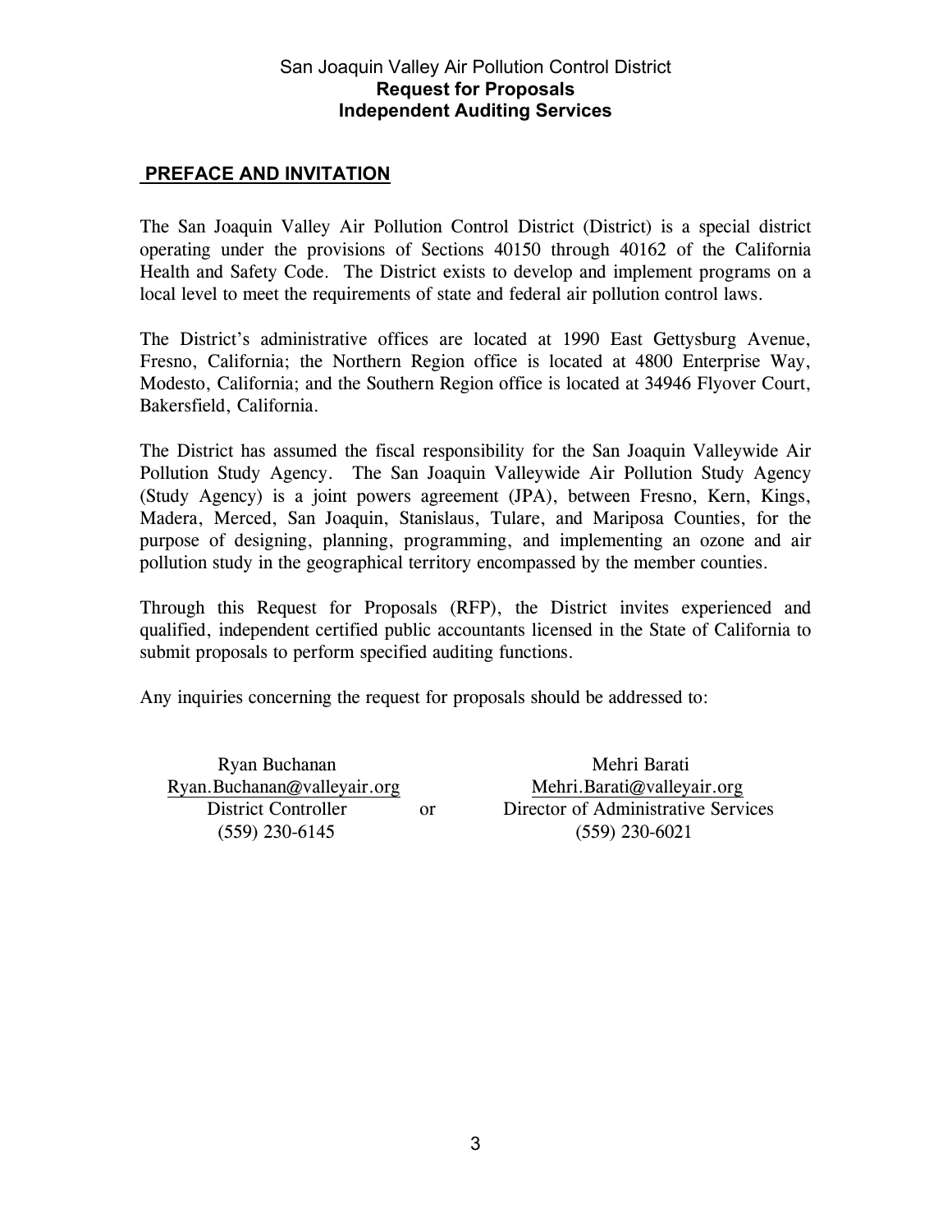San Joaquin Valley Air Pollution Control District
**Request for Proposals**
**Independent Auditing Services**

## PREFACE AND INVITATION

The San Joaquin Valley Air Pollution Control District (District) is a special district operating under the provisions of Sections 40150 through 40162 of the California Health and Safety Code. The District exists to develop and implement programs on a local level to meet the requirements of state and federal air pollution control laws.

The District's administrative offices are located at 1990 East Gettysburg Avenue, Fresno, California; the Northern Region office is located at 4800 Enterprise Way, Modesto, California; and the Southern Region office is located at 34946 Flyover Court, Bakersfield, California.

The District has assumed the fiscal responsibility for the San Joaquin Valleywide Air Pollution Study Agency. The San Joaquin Valleywide Air Pollution Study Agency (Study Agency) is a joint powers agreement (JPA), between Fresno, Kern, Kings, Madera, Merced, San Joaquin, Stanislaus, Tulare, and Mariposa Counties, for the purpose of designing, planning, programming, and implementing an ozone and air pollution study in the geographical territory encompassed by the member counties.

Through this Request for Proposals (RFP), the District invites experienced and qualified, independent certified public accountants licensed in the State of California to submit proposals to perform specified auditing functions.

Any inquiries concerning the request for proposals should be addressed to:

Ryan Buchanan
Ryan.Buchanan@valleyair.org
District Controller
(559) 230-6145

or

Mehri Barati
Mehri.Barati@valleyair.org
Director of Administrative Services
(559) 230-6021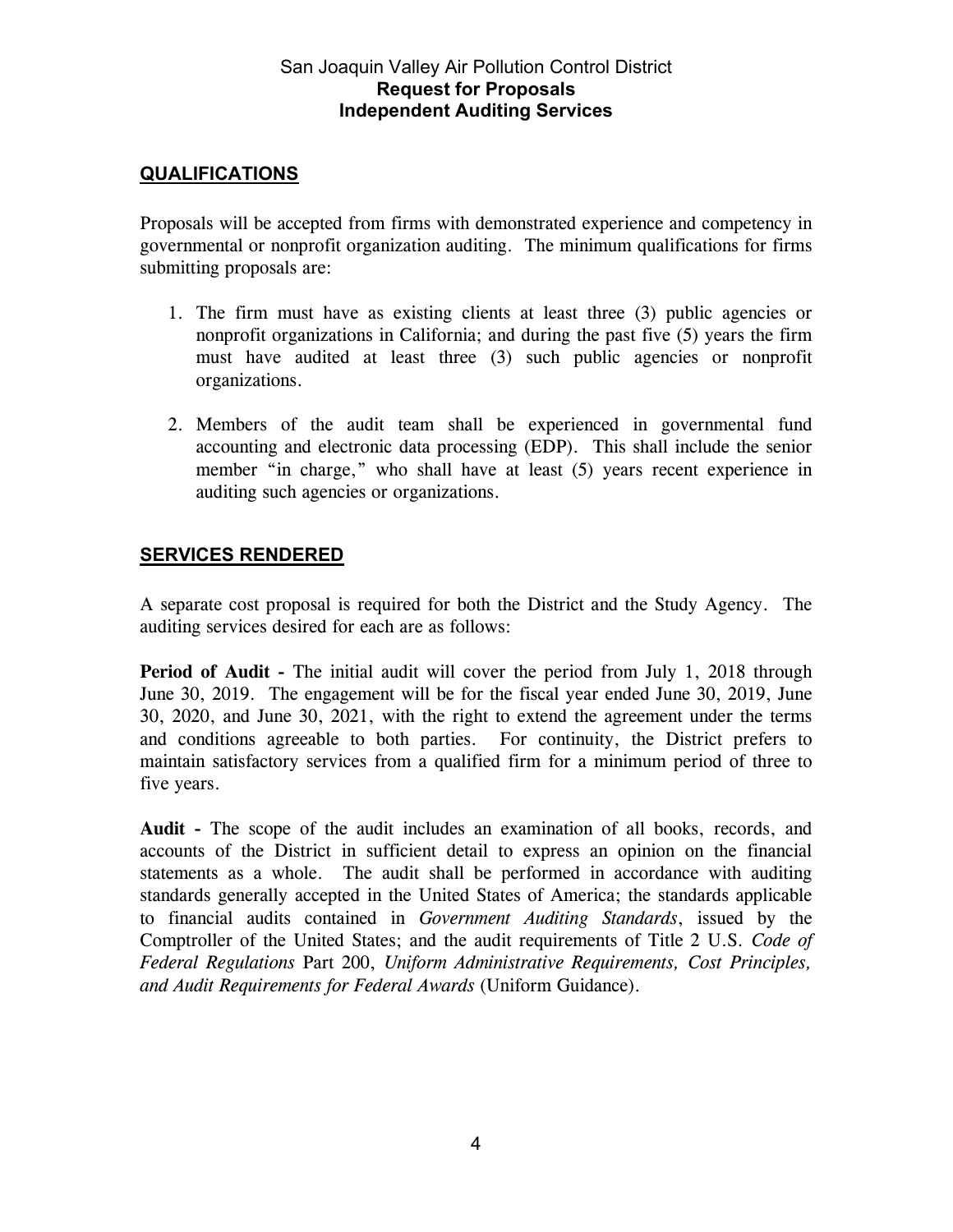## QUALIFICATIONS

Proposals will be accepted from firms with demonstrated experience and competency in governmental or nonprofit organization auditing. The minimum qualifications for firms submitting proposals are:

1. The firm must have as existing clients at least three (3) public agencies or nonprofit organizations in California; and during the past five (5) years the firm must have audited at least three (3) such public agencies or nonprofit organizations.

2. Members of the audit team shall be experienced in governmental fund accounting and electronic data processing (EDP). This shall include the senior member "in charge," who shall have at least (5) years recent experience in auditing such agencies or organizations.

## SERVICES RENDERED

A separate cost proposal is required for both the District and the Study Agency. The auditing services desired for each are as follows:

**Period of Audit -** The initial audit will cover the period from July 1, 2018 through June 30, 2019. The engagement will be for the fiscal year ended June 30, 2019, June 30, 2020, and June 30, 2021, with the right to extend the agreement under the terms and conditions agreeable to both parties. For continuity, the District prefers to maintain satisfactory services from a qualified firm for a minimum period of three to five years.

**Audit -** The scope of the audit includes an examination of all books, records, and accounts of the District in sufficient detail to express an opinion on the financial statements as a whole. The audit shall be performed in accordance with auditing standards generally accepted in the United States of America; the standards applicable to financial audits contained in *Government Auditing Standards*, issued by the Comptroller of the United States; and the audit requirements of Title 2 U.S. *Code of Federal Regulations* Part 200, *Uniform Administrative Requirements, Cost Principles, and Audit Requirements for Federal Awards* (Uniform Guidance).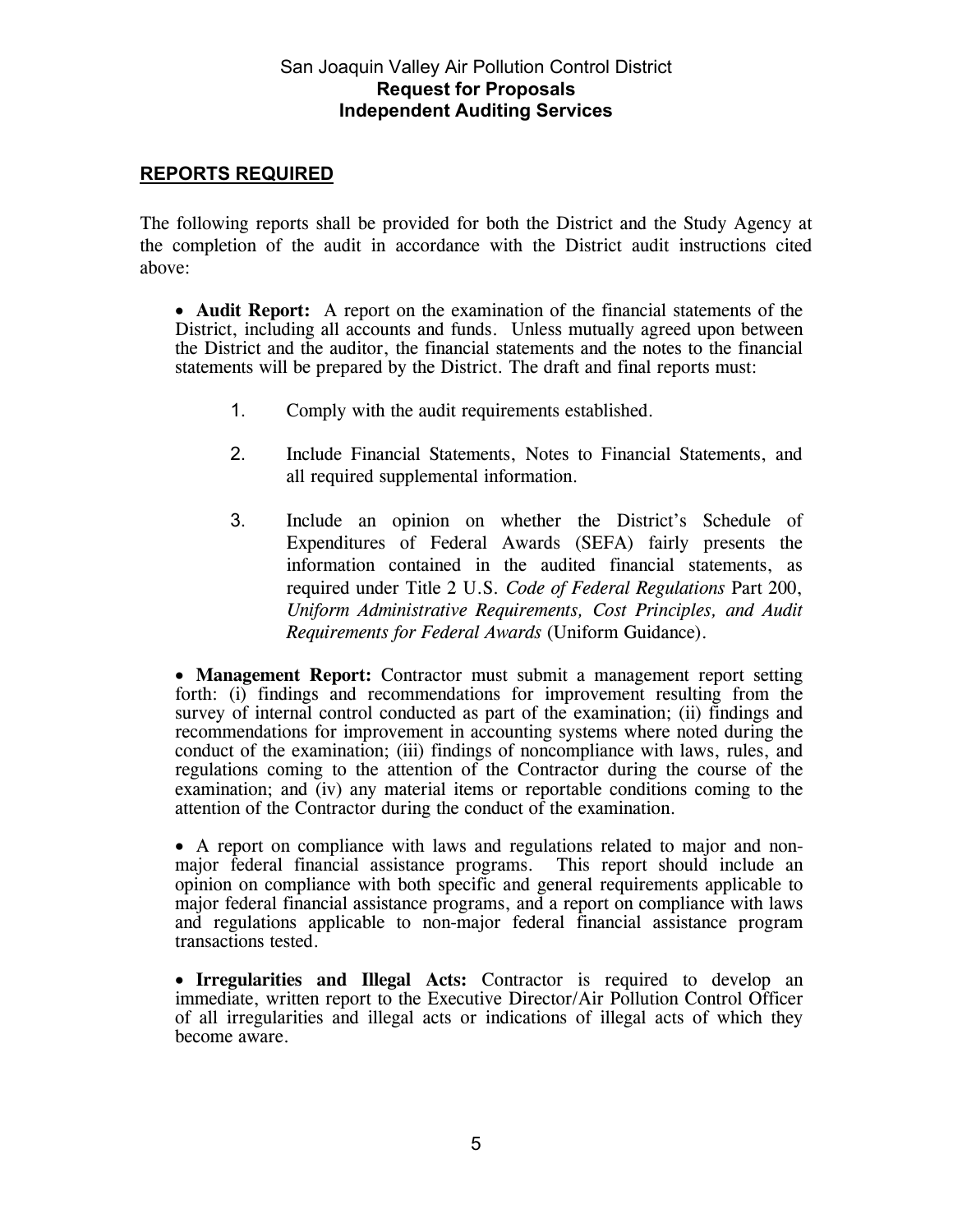## REPORTS REQUIRED

The following reports shall be provided for both the District and the Study Agency at the completion of the audit in accordance with the District audit instructions cited above:

- **Audit Report:** A report on the examination of the financial statements of the District, including all accounts and funds. Unless mutually agreed upon between the District and the auditor, the financial statements and the notes to the financial statements will be prepared by the District. The draft and final reports must:

    1. Comply with the audit requirements established.

    2. Include Financial Statements, Notes to Financial Statements, and all required supplemental information.

    3. Include an opinion on whether the District's Schedule of Expenditures of Federal Awards (SEFA) fairly presents the information contained in the audited financial statements, as required under Title 2 U.S. *Code of Federal Regulations* Part 200, *Uniform Administrative Requirements, Cost Principles, and Audit Requirements for Federal Awards* (Uniform Guidance).

- **Management Report:** Contractor must submit a management report setting forth: (i) findings and recommendations for improvement resulting from the survey of internal control conducted as part of the examination; (ii) findings and recommendations for improvement in accounting systems where noted during the conduct of the examination; (iii) findings of noncompliance with laws, rules, and regulations coming to the attention of the Contractor during the course of the examination; and (iv) any material items or reportable conditions coming to the attention of the Contractor during the conduct of the examination.

- A report on compliance with laws and regulations related to major and non-major federal financial assistance programs. This report should include an opinion on compliance with both specific and general requirements applicable to major federal financial assistance programs, and a report on compliance with laws and regulations applicable to non-major federal financial assistance program transactions tested.

- **Irregularities and Illegal Acts:** Contractor is required to develop an immediate, written report to the Executive Director/Air Pollution Control Officer of all irregularities and illegal acts or indications of illegal acts of which they become aware.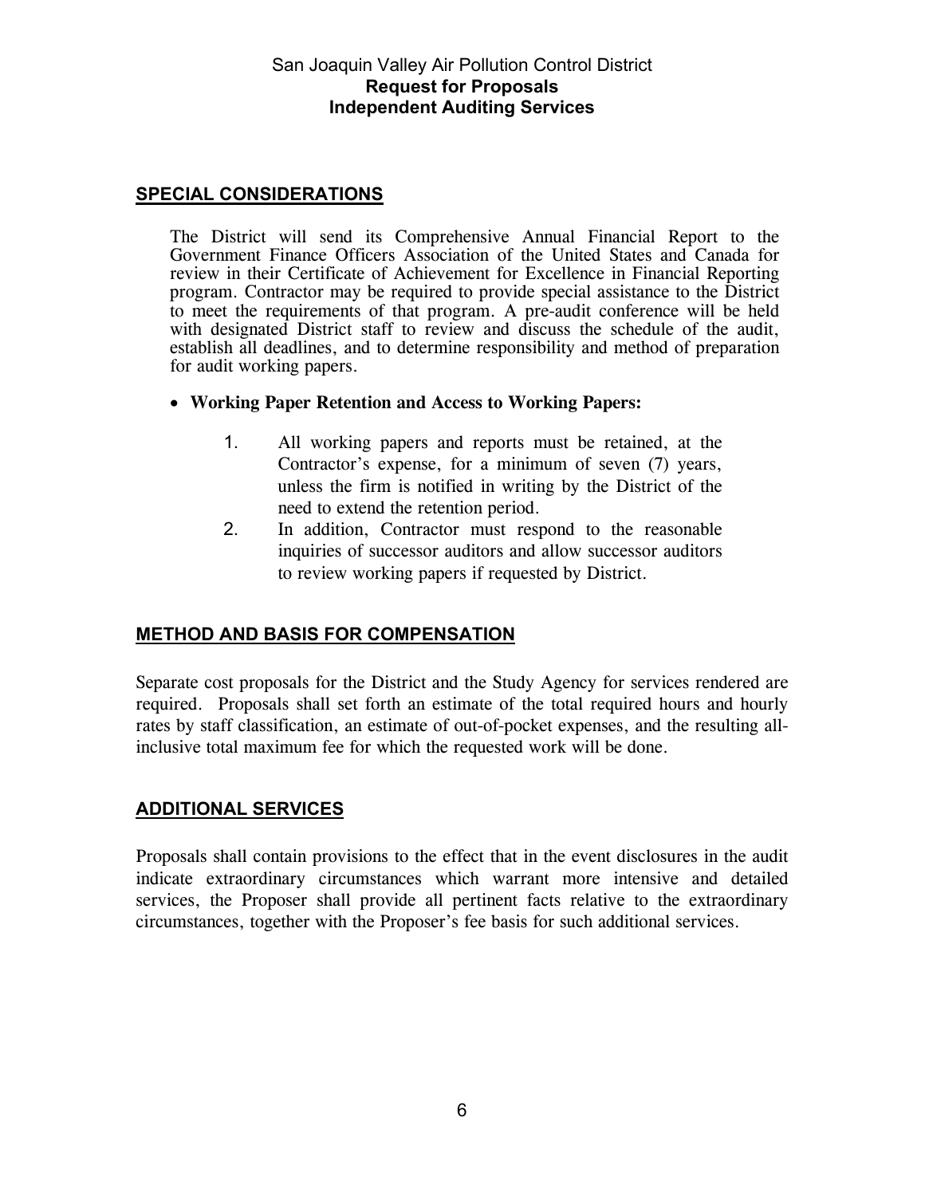## SPECIAL CONSIDERATIONS

The District will send its Comprehensive Annual Financial Report to the Government Finance Officers Association of the United States and Canada for review in their Certificate of Achievement for Excellence in Financial Reporting program. Contractor may be required to provide special assistance to the District to meet the requirements of that program. A pre-audit conference will be held with designated District staff to review and discuss the schedule of the audit, establish all deadlines, and to determine responsibility and method of preparation for audit working papers.

- **Working Paper Retention and Access to Working Papers:**

  1. All working papers and reports must be retained, at the Contractor's expense, for a minimum of seven (7) years, unless the firm is notified in writing by the District of the need to extend the retention period.
  2. In addition, Contractor must respond to the reasonable inquiries of successor auditors and allow successor auditors to review working papers if requested by District.

## METHOD AND BASIS FOR COMPENSATION

Separate cost proposals for the District and the Study Agency for services rendered are required. Proposals shall set forth an estimate of the total required hours and hourly rates by staff classification, an estimate of out-of-pocket expenses, and the resulting all-inclusive total maximum fee for which the requested work will be done.

## ADDITIONAL SERVICES

Proposals shall contain provisions to the effect that in the event disclosures in the audit indicate extraordinary circumstances which warrant more intensive and detailed services, the Proposer shall provide all pertinent facts relative to the extraordinary circumstances, together with the Proposer's fee basis for such additional services.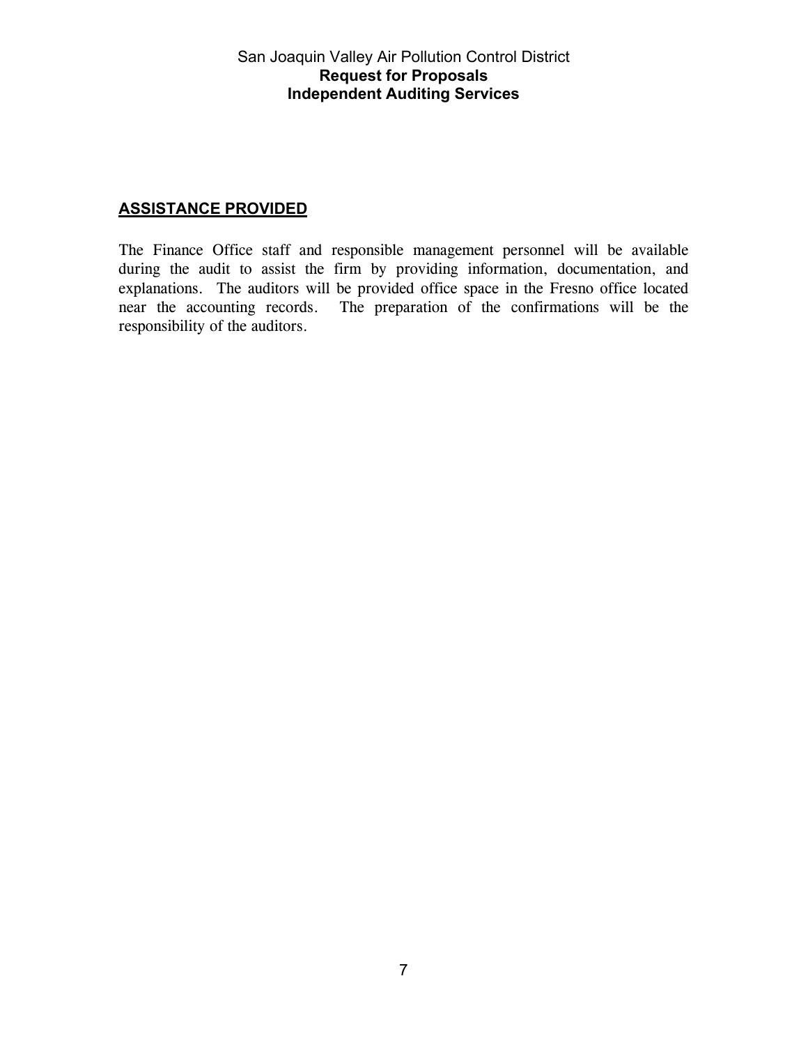## ASSISTANCE PROVIDED

The Finance Office staff and responsible management personnel will be available during the audit to assist the firm by providing information, documentation, and explanations. The auditors will be provided office space in the Fresno office located near the accounting records. The preparation of the confirmations will be the responsibility of the auditors.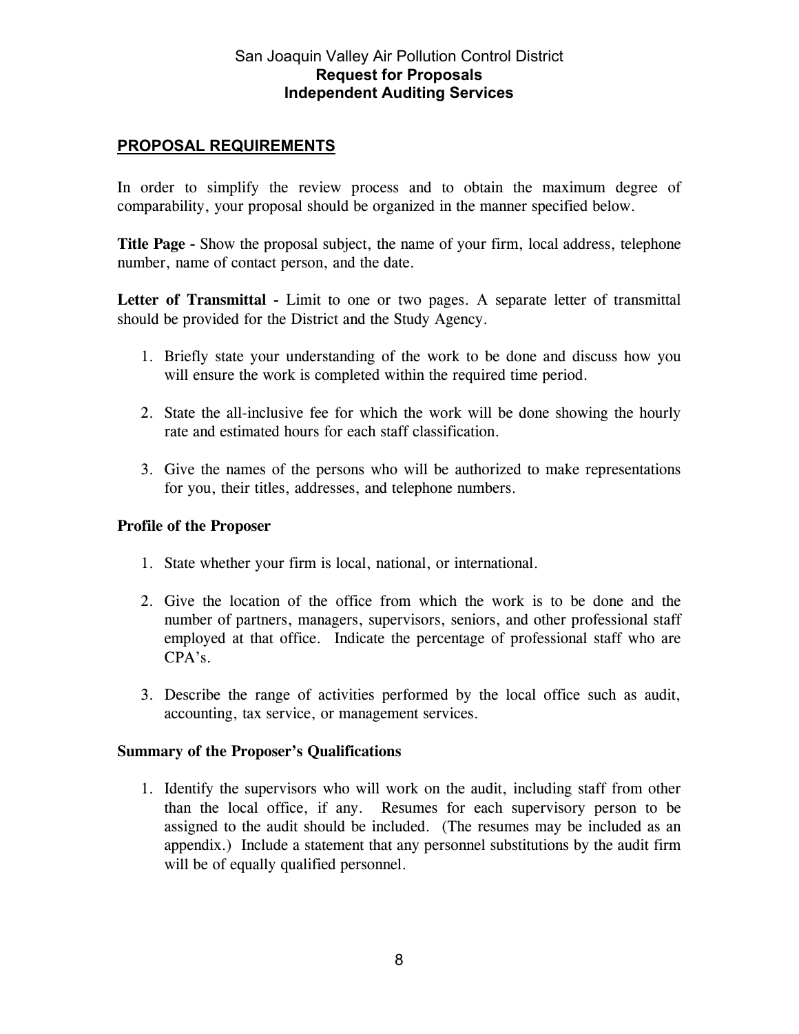## PROPOSAL REQUIREMENTS

In order to simplify the review process and to obtain the maximum degree of comparability, your proposal should be organized in the manner specified below.

**Title Page -** Show the proposal subject, the name of your firm, local address, telephone number, name of contact person, and the date.

**Letter of Transmittal -** Limit to one or two pages. A separate letter of transmittal should be provided for the District and the Study Agency.

1. Briefly state your understanding of the work to be done and discuss how you will ensure the work is completed within the required time period.

2. State the all-inclusive fee for which the work will be done showing the hourly rate and estimated hours for each staff classification.

3. Give the names of the persons who will be authorized to make representations for you, their titles, addresses, and telephone numbers.

### Profile of the Proposer

1. State whether your firm is local, national, or international.

2. Give the location of the office from which the work is to be done and the number of partners, managers, supervisors, seniors, and other professional staff employed at that office. Indicate the percentage of professional staff who are CPA's.

3. Describe the range of activities performed by the local office such as audit, accounting, tax service, or management services.

### Summary of the Proposer's Qualifications

1. Identify the supervisors who will work on the audit, including staff from other than the local office, if any. Resumes for each supervisory person to be assigned to the audit should be included. (The resumes may be included as an appendix.) Include a statement that any personnel substitutions by the audit firm will be of equally qualified personnel.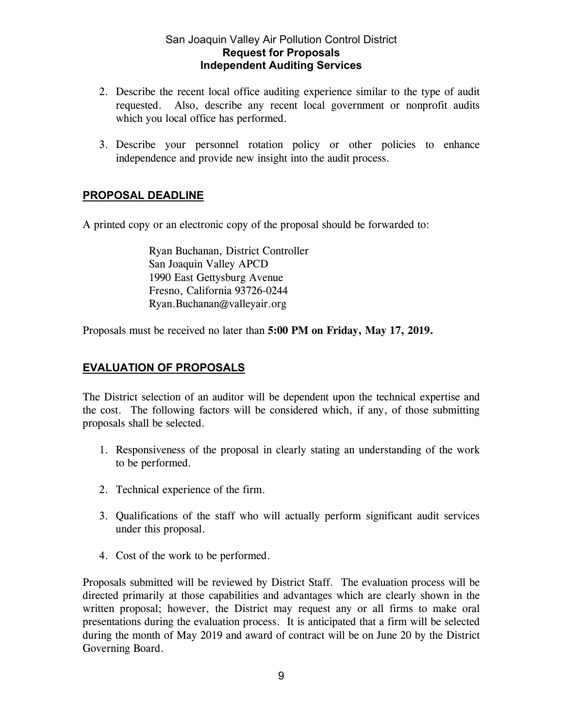2. Describe the recent local office auditing experience similar to the type of audit requested. Also, describe any recent local government or nonprofit audits which you local office has performed.

3. Describe your personnel rotation policy or other policies to enhance independence and provide new insight into the audit process.

## PROPOSAL DEADLINE

A printed copy or an electronic copy of the proposal should be forwarded to:

> Ryan Buchanan, District Controller
> San Joaquin Valley APCD
> 1990 East Gettysburg Avenue
> Fresno, California 93726-0244
> Ryan.Buchanan@valleyair.org

Proposals must be received no later than **5:00 PM on Friday, May 17, 2019.**

## EVALUATION OF PROPOSALS

The District selection of an auditor will be dependent upon the technical expertise and the cost. The following factors will be considered which, if any, of those submitting proposals shall be selected.

1. Responsiveness of the proposal in clearly stating an understanding of the work to be performed.

2. Technical experience of the firm.

3. Qualifications of the staff who will actually perform significant audit services under this proposal.

4. Cost of the work to be performed.

Proposals submitted will be reviewed by District Staff. The evaluation process will be directed primarily at those capabilities and advantages which are clearly shown in the written proposal; however, the District may request any or all firms to make oral presentations during the evaluation process. It is anticipated that a firm will be selected during the month of May 2019 and award of contract will be on June 20 by the District Governing Board.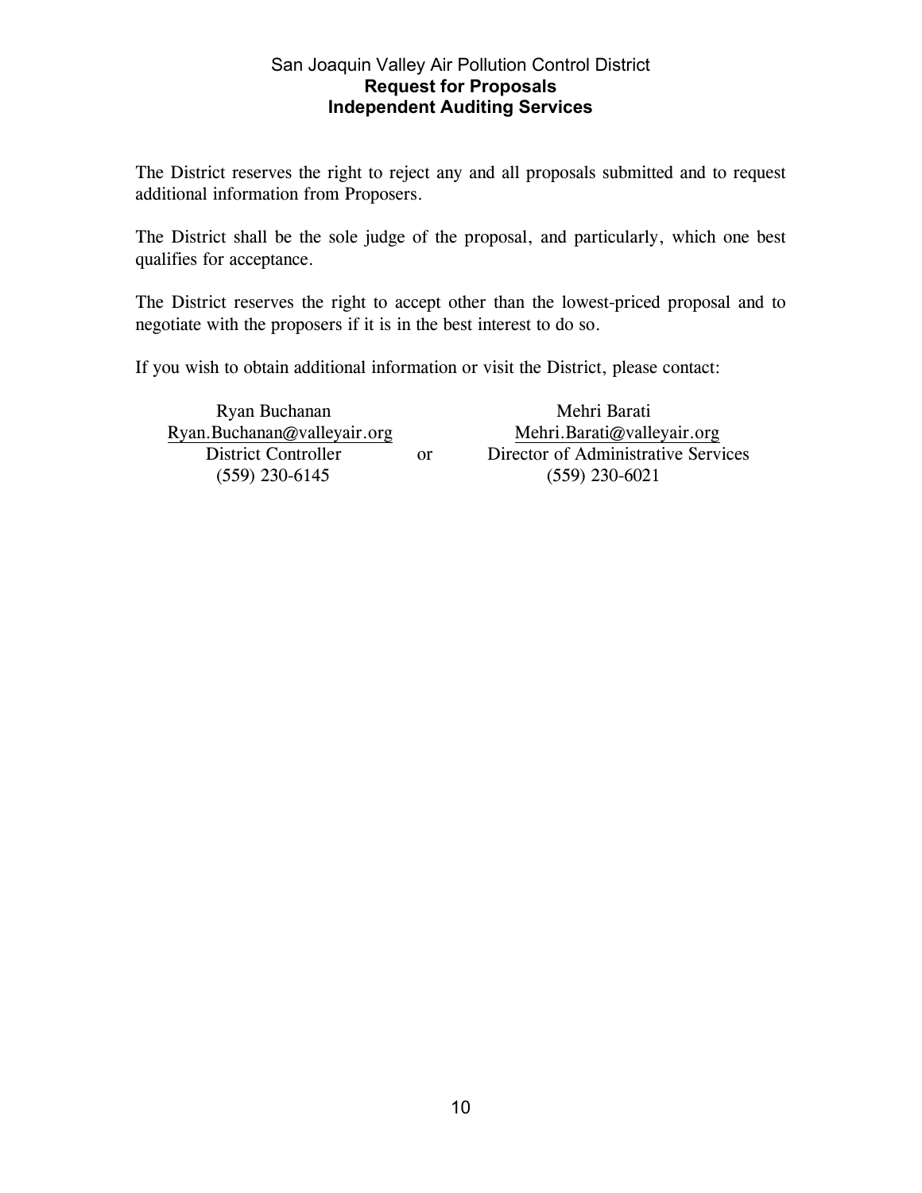The District reserves the right to reject any and all proposals submitted and to request additional information from Proposers.

The District shall be the sole judge of the proposal, and particularly, which one best qualifies for acceptance.

The District reserves the right to accept other than the lowest-priced proposal and to negotiate with the proposers if it is in the best interest to do so.

If you wish to obtain additional information or visit the District, please contact:

| Ryan Buchanan | | Mehri Barati |
|---|---|---|
| Ryan.Buchanan@valleyair.org | | Mehri.Barati@valleyair.org |
| District Controller | or | Director of Administrative Services |
| (559) 230-6145 | | (559) 230-6021 |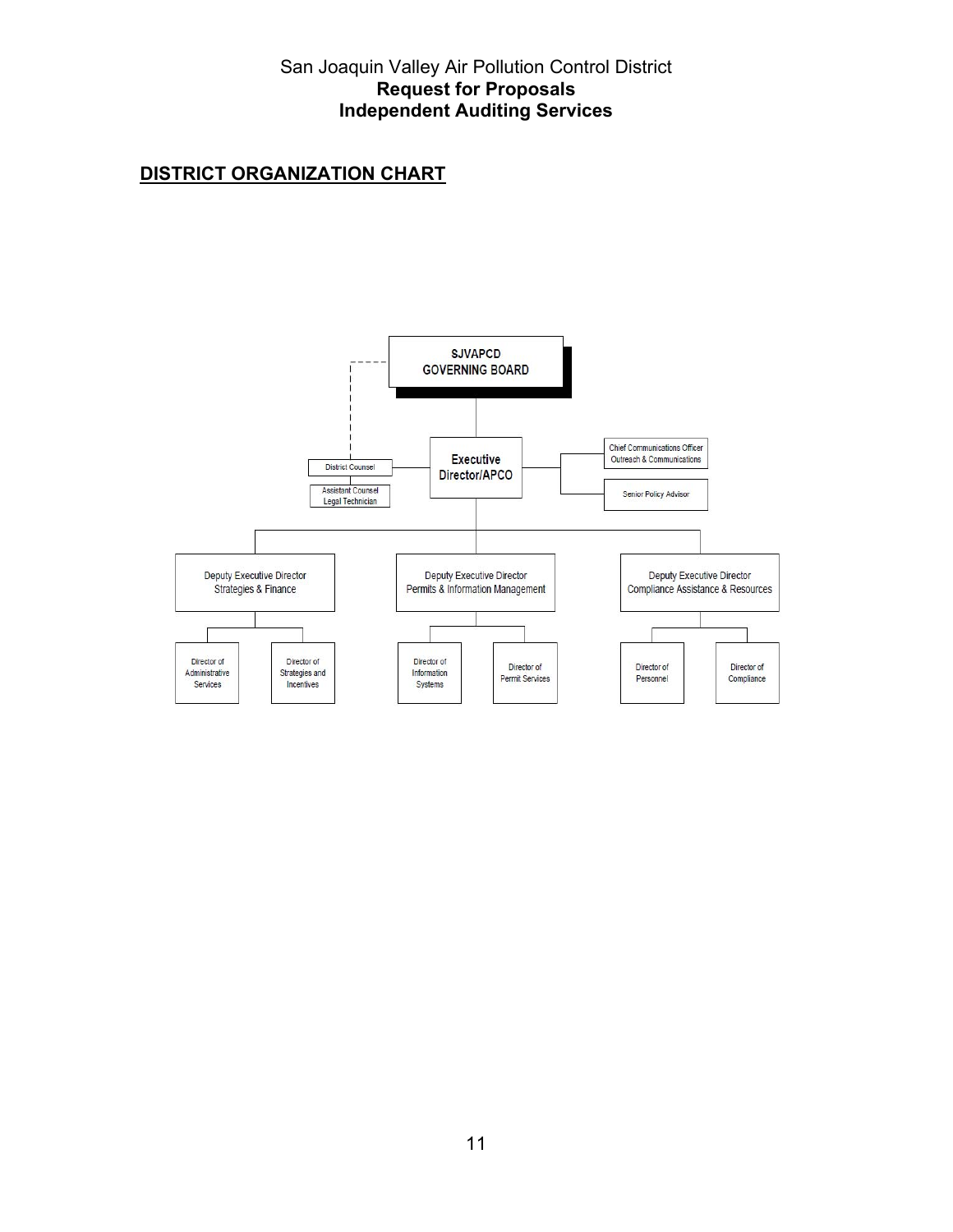## DISTRICT ORGANIZATION CHART

SJVAPCD GOVERNING BOARD

Executive Director/APCO

District Counsel

Assistant Counsel
Legal Technician

Chief Communications Officer
Outreach & Communications

Senior Policy Advisor

Deputy Executive Director
Strategies & Finance

Deputy Executive Director
Permits & Information Management

Deputy Executive Director
Compliance Assistance & Resources

Director of Administrative Services

Director of Strategies and Incentives

Director of Information Systems

Director of Permit Services

Director of Personnel

Director of Compliance